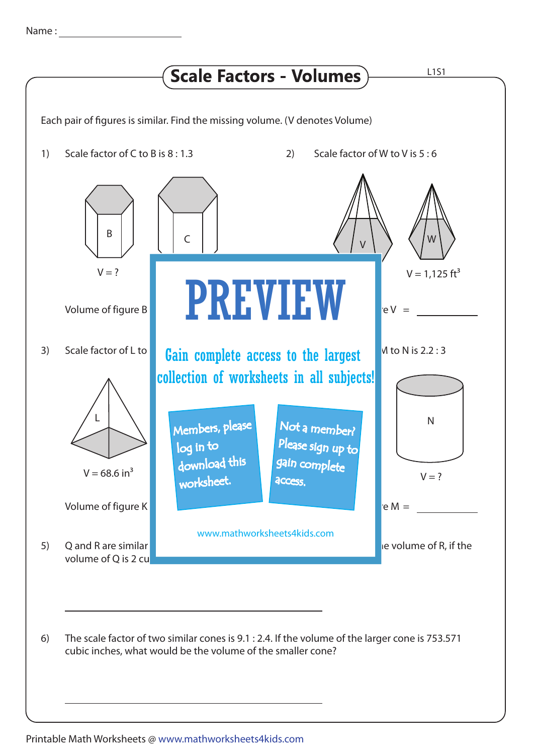Name : ____________________

# Scale Factors - Volumes

L1S1

Each pair of figures is similar. Find the missing volume. (V denotes Volume)

1) Scale factor of C to B is 8 : 1.3

B C

V = ?

Volume of figure B

2) Scale factor of W to V is 5 : 6

V W

V = 1,125 ft$^3$

e V = ____________

3) Scale factor of L to

L

V = 68.6 in$^3$

Volume of figure K

M to N is 2.2 : 3

N

V = ?

e M = ____________

PREVIEW

Gain complete access to the largest collection of worksheets in all subjects!

Members, please log in to download this worksheet.

Not a member? Please sign up to gain complete access.

www.mathworksheets4kids.com

5) Q and R are similar ... e volume of R, if the volume of Q is 2 cu

____________________________________

6) The scale factor of two similar cones is 9.1 : 2.4. If the volume of the larger cone is 753.571 cubic inches, what would be the volume of the smaller cone?

____________________________________

Printable Math Worksheets @ www.mathworksheets4kids.com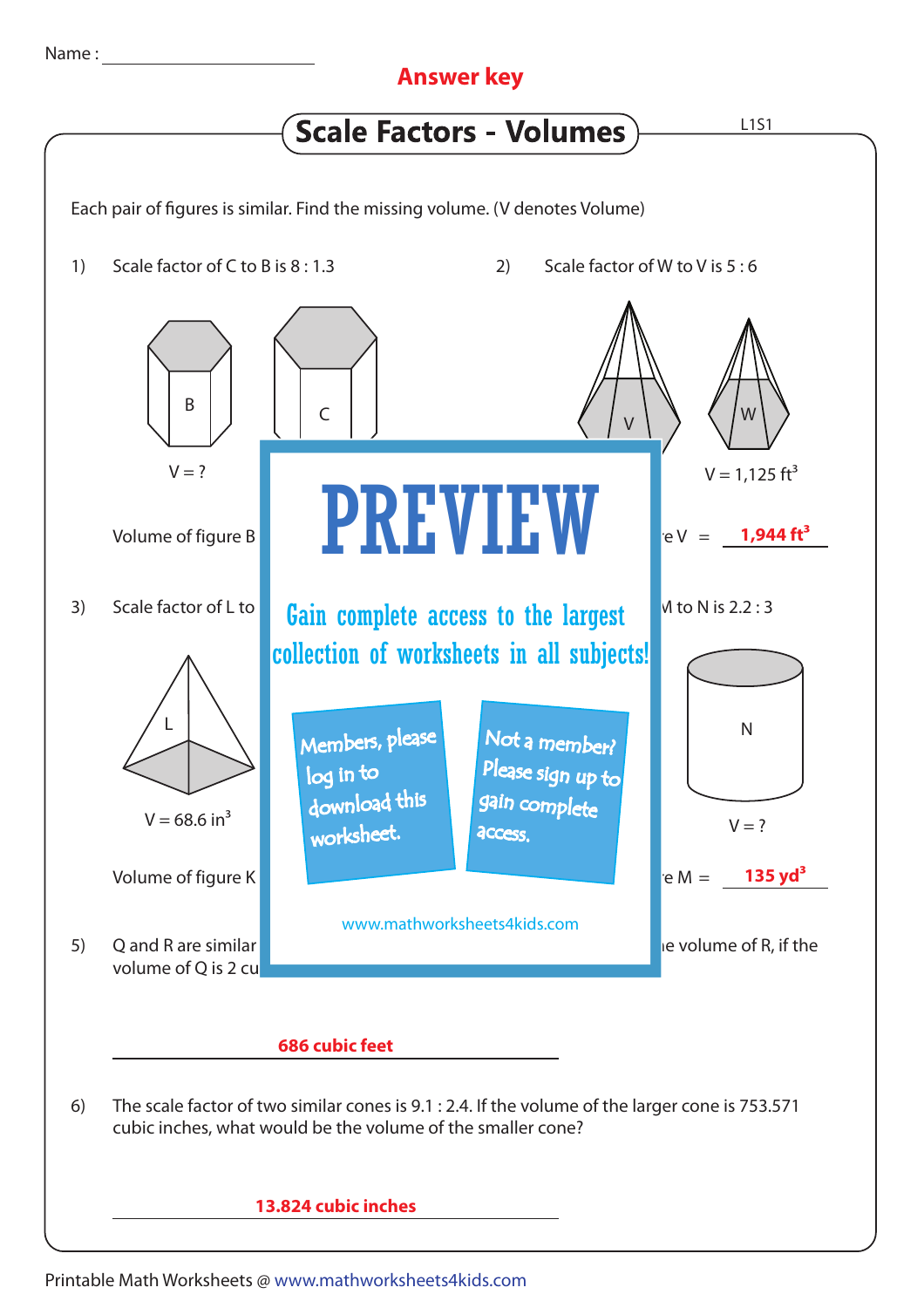Name : ____________________

**Answer key**

# Scale Factors - Volumes

L1S1

Each pair of figures is similar. Find the missing volume. (V denotes Volume)

1) Scale factor of C to B is 8 : 1.3

B

C

V = ?

Volume of figure B

2) Scale factor of W to V is 5 : 6

V

W

V = 1,125 $ft^3$

e V = **1,944 $ft^3$**

3) Scale factor of L to

L

$V = 68.6\ in^3$

Volume of figure K

M to N is 2.2 : 3

N

V = ?

e M = **135 $yd^3$**

# PREVIEW

Gain complete access to the largest collection of worksheets in all subjects!

Members, please log in to download this worksheet.

Not a member? Please sign up to gain complete access.

www.mathworksheets4kids.com

5) Q and R are similar ... e volume of R, if the volume of Q is 2 cu

**686 cubic feet**

6) The scale factor of two similar cones is 9.1 : 2.4. If the volume of the larger cone is 753.571 cubic inches, what would be the volume of the smaller cone?

**13.824 cubic inches**